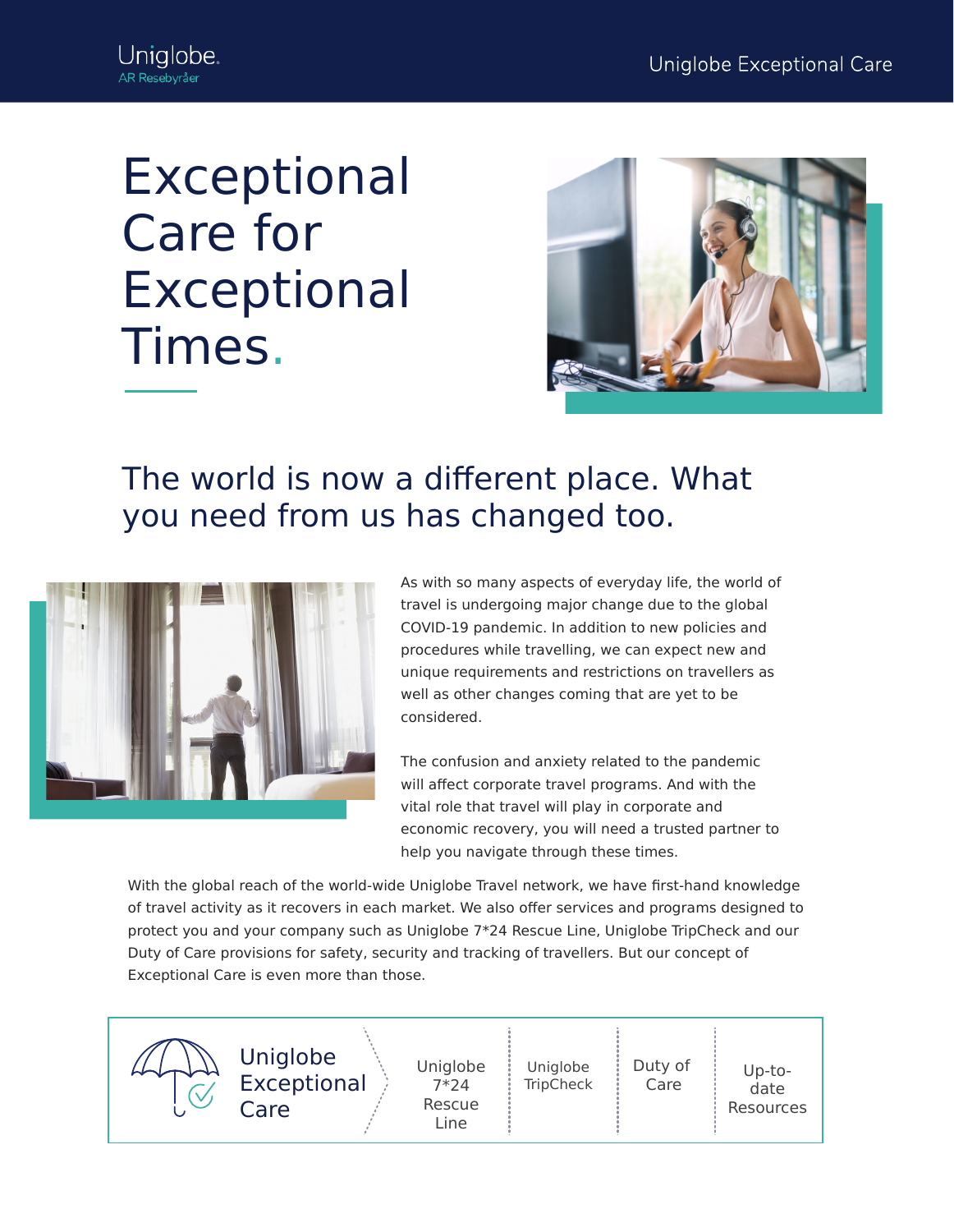# Exceptional Care for Exceptional Times.

## The world is now a different place. What you need from us has changed too.

As with so many aspects of everyday life, the world of travel is undergoing major change due to the global COVID-19 pandemic. In addition to new policies and procedures while travelling, we can expect new and unique requirements and restrictions on travellers as well as other changes coming that are yet to be considered.

The confusion and anxiety related to the pandemic will affect corporate travel programs. And with the vital role that travel will play in corporate and economic recovery, you will need a trusted partner to help you navigate through these times.

With the global reach of the world-wide Uniglobe Travel network, we have first-hand knowledge of travel activity as it recovers in each market. We also offer services and programs designed to protect you and your company such as Uniglobe 7*24 Rescue Line, Uniglobe TripCheck and our Duty of Care provisions for safety, security and tracking of travellers. But our concept of Exceptional Care is even more than those.

**Uniglobe Exceptional Care**

- Uniglobe 7*24 Rescue Line
- Uniglobe TripCheck
- Duty of Care
- Up-to-date Resources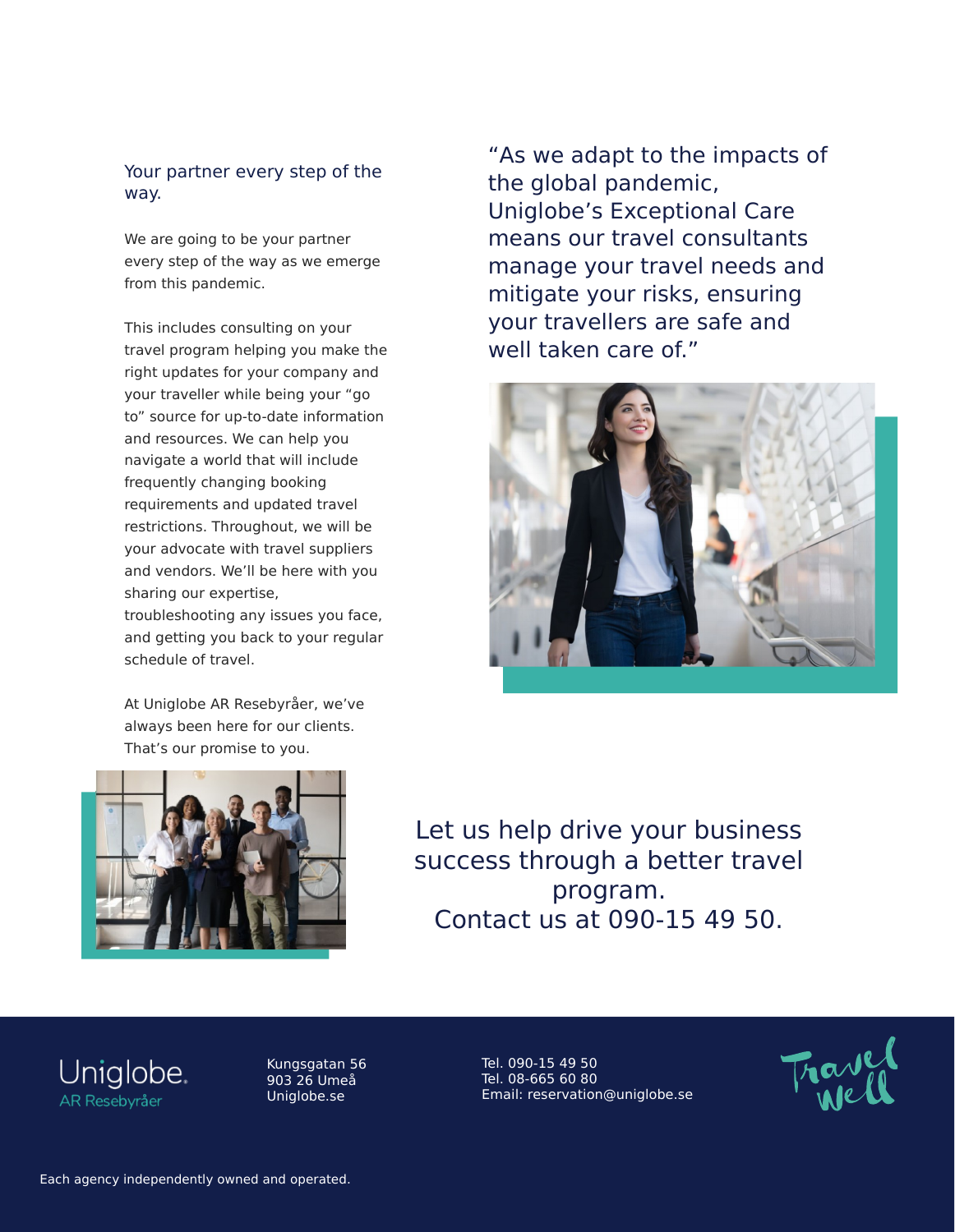## Your partner every step of the way.

We are going to be your partner every step of the way as we emerge from this pandemic.

This includes consulting on your travel program helping you make the right updates for your company and your traveller while being your "go to" source for up-to-date information and resources. We can help you navigate a world that will include frequently changing booking requirements and updated travel restrictions. Throughout, we will be your advocate with travel suppliers and vendors. We'll be here with you sharing our expertise, troubleshooting any issues you face, and getting you back to your regular schedule of travel.

At Uniglobe AR Resebyråer, we've always been here for our clients. That's our promise to you.

"As we adapt to the impacts of the global pandemic, Uniglobe's Exceptional Care means our travel consultants manage your travel needs and mitigate your risks, ensuring your travellers are safe and well taken care of."

Let us help drive your business success through a better travel program.
Contact us at 090-15 49 50.

Uniglobe.
AR Resebyråer

Kungsgatan 56
903 26 Umeå
Uniglobe.se

Tel. 090-15 49 50
Tel. 08-665 60 80
Email: reservation@uniglobe.se

Travel Well

Each agency independently owned and operated.